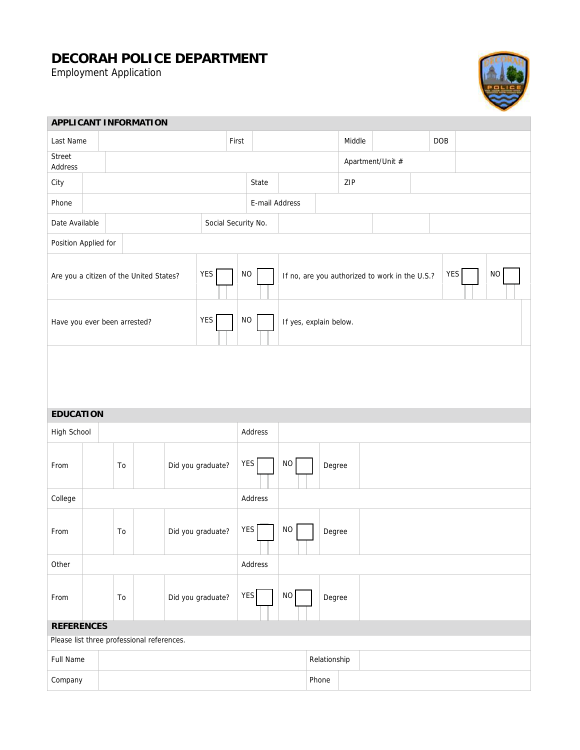# DECORAH POLICE DEPARTMENT

Employment Application

## APPLICANT INFORMATION

| Last Name | | First | | Middle | | DOB | |
|---|---|---|---|---|---|---|---|
| Street Address | | | | Apartment/Unit # | | | |
| City | | State | | ZIP | | | |
| Phone | | E-mail Address | | | | | |
| Date Available | | Social Security No. | | | | | |
| Position Applied for | | | | | | | |

| Are you a citizen of the United States? | YES ☐ | NO ☐ | If no, are you authorized to work in the U.S.? | YES ☐ | NO ☐ |
|---|---|---|---|---|---|
| Have you ever been arrested? | YES ☐ | NO ☐ | If yes, explain below. | | |

## EDUCATION

| High School | | | | Address | | | |
|---|---|---|---|---|---|---|---|
| From | | To | | Did you graduate? | YES ☐ | NO ☐ | Degree |
| College | | | | Address | | | |
| From | | To | | Did you graduate? | YES ☐ | NO ☐ | Degree |
| Other | | | | Address | | | |
| From | | To | | Did you graduate? | YES ☐ | NO ☐ | Degree |

## REFERENCES

Please list three professional references.

| Full Name | | Relationship | |
|---|---|---|---|
| Company | | Phone | |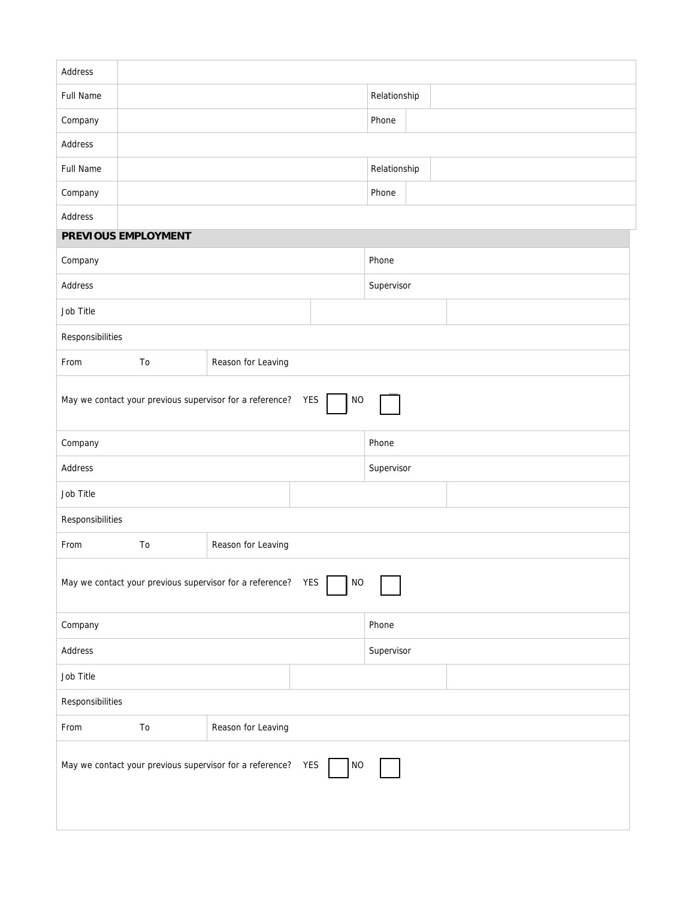| Address | | | |
|---|---|---|---|
| Full Name | | Relationship | |
| Company | | Phone | |
| Address | | | |
| Full Name | | Relationship | |
| Company | | Phone | |
| Address | | | |

**PREVIOUS EMPLOYMENT**

| Company | | | Phone | |
|---|---|---|---|---|
| Address | | | Supervisor | |
| Job Title | | | | |
| Responsibilities | | | | |
| From | To | Reason for Leaving | | |

May we contact your previous supervisor for a reference? YES ☐ NO ☐

| Company | | | Phone | |
|---|---|---|---|---|
| Address | | | Supervisor | |
| Job Title | | | | |
| Responsibilities | | | | |
| From | To | Reason for Leaving | | |

May we contact your previous supervisor for a reference? YES ☐ NO ☐

| Company | | | Phone | |
|---|---|---|---|---|
| Address | | | Supervisor | |
| Job Title | | | | |
| Responsibilities | | | | |
| From | To | Reason for Leaving | | |

May we contact your previous supervisor for a reference? YES ☐ NO ☐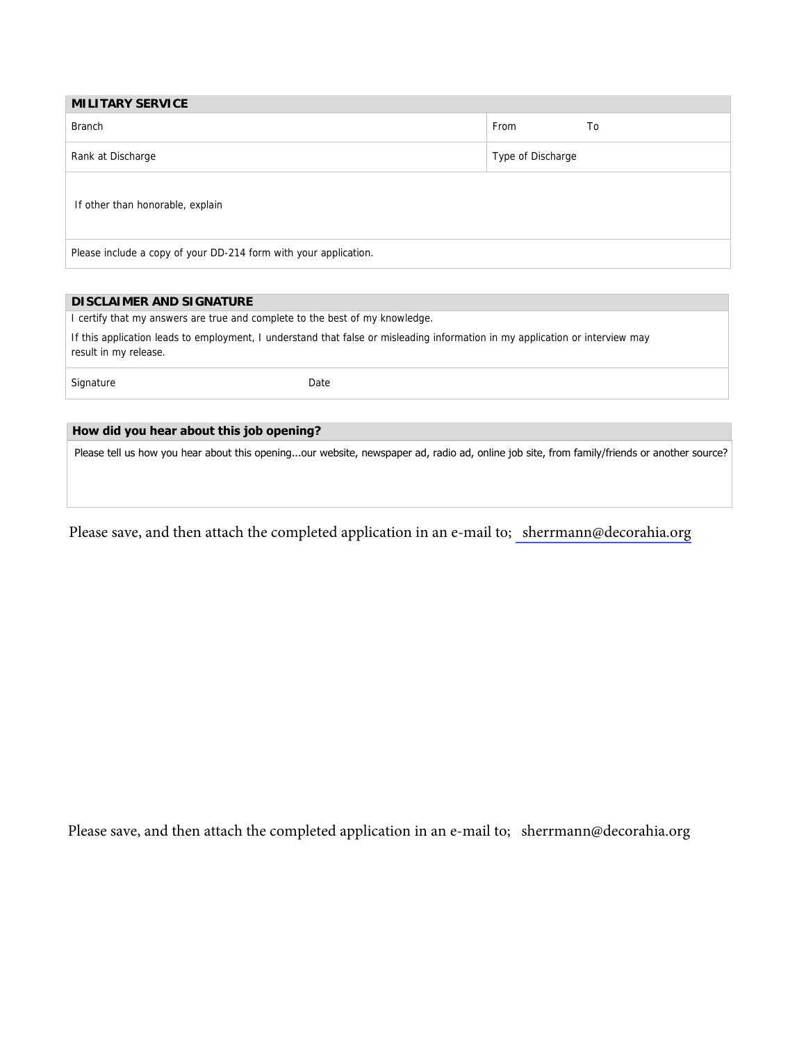## MILITARY SERVICE

| | |
|---|---|
| Branch | From To |
| Rank at Discharge | Type of Discharge |
| If other than honorable, explain | |
| Please include a copy of your DD-214 form with your application. | |

## DISCLAIMER AND SIGNATURE

I certify that my answers are true and complete to the best of my knowledge.

If this application leads to employment, I understand that false or misleading information in my application or interview may result in my release.

| | |
|---|---|
| Signature | Date |

## How did you hear about this job opening?

Please tell us how you hear about this opening...our website, newspaper ad, radio ad, online job site, from family/friends or another source?

Please save, and then attach the completed application in an e-mail to; sherrmann@decorahia.org

Please save, and then attach the completed application in an e-mail to; sherrmann@decorahia.org